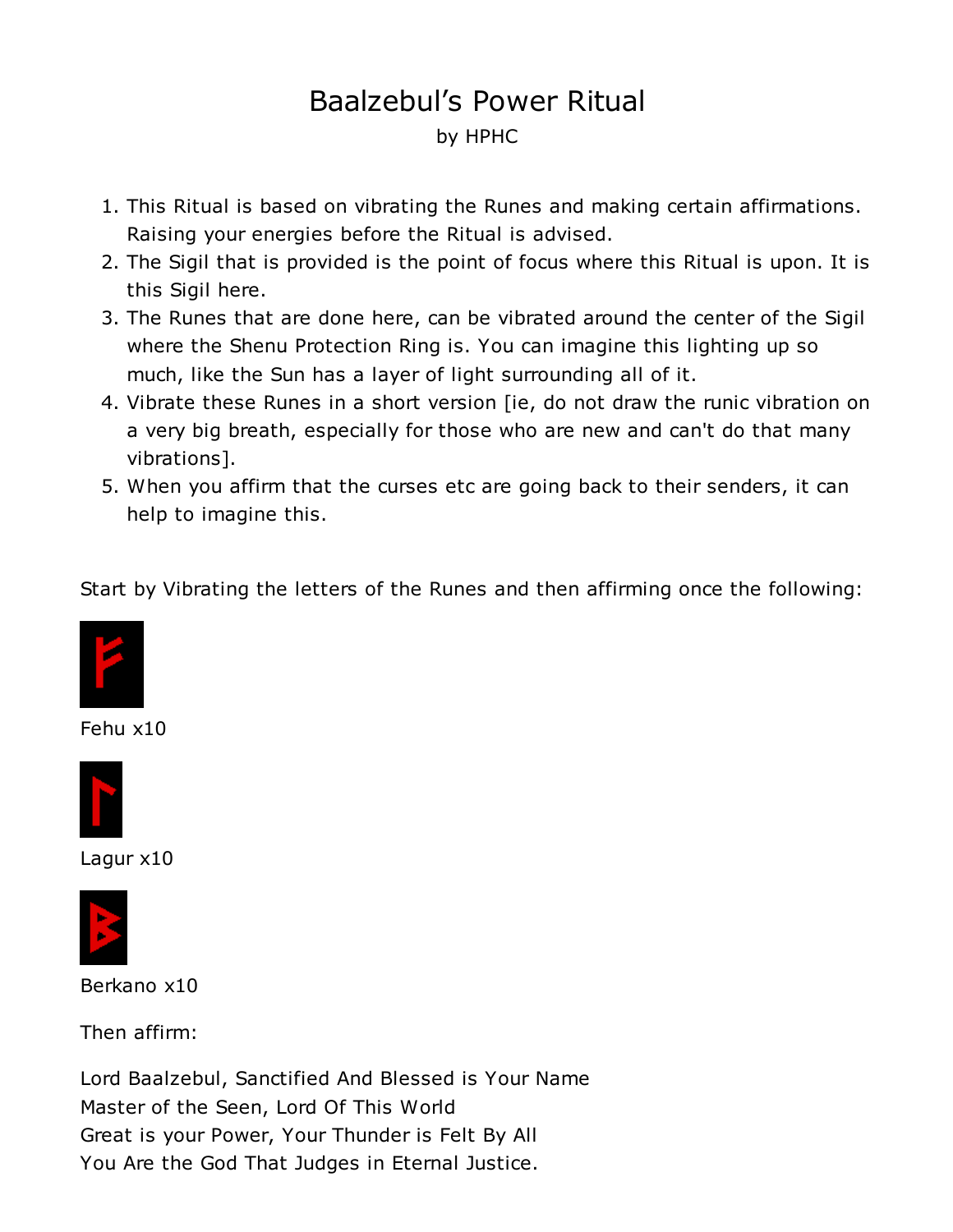# Baalzebul's Power Ritual

by HPHC

1. This Ritual is based on vibrating the Runes and making certain affirmations. Raising your energies before the Ritual is advised.
2. The Sigil that is provided is the point of focus where this Ritual is upon. It is this Sigil here.
3. The Runes that are done here, can be vibrated around the center of the Sigil where the Shenu Protection Ring is. You can imagine this lighting up so much, like the Sun has a layer of light surrounding all of it.
4. Vibrate these Runes in a short version [ie, do not draw the runic vibration on a very big breath, especially for those who are new and can't do that many vibrations].
5. When you affirm that the curses etc are going back to their senders, it can help to imagine this.

Start by Vibrating the letters of the Runes and then affirming once the following:

Fehu x10

Lagur x10

Berkano x10

Then affirm:

Lord Baalzebul, Sanctified And Blessed is Your Name
Master of the Seen, Lord Of This World
Great is your Power, Your Thunder is Felt By All
You Are the God That Judges in Eternal Justice.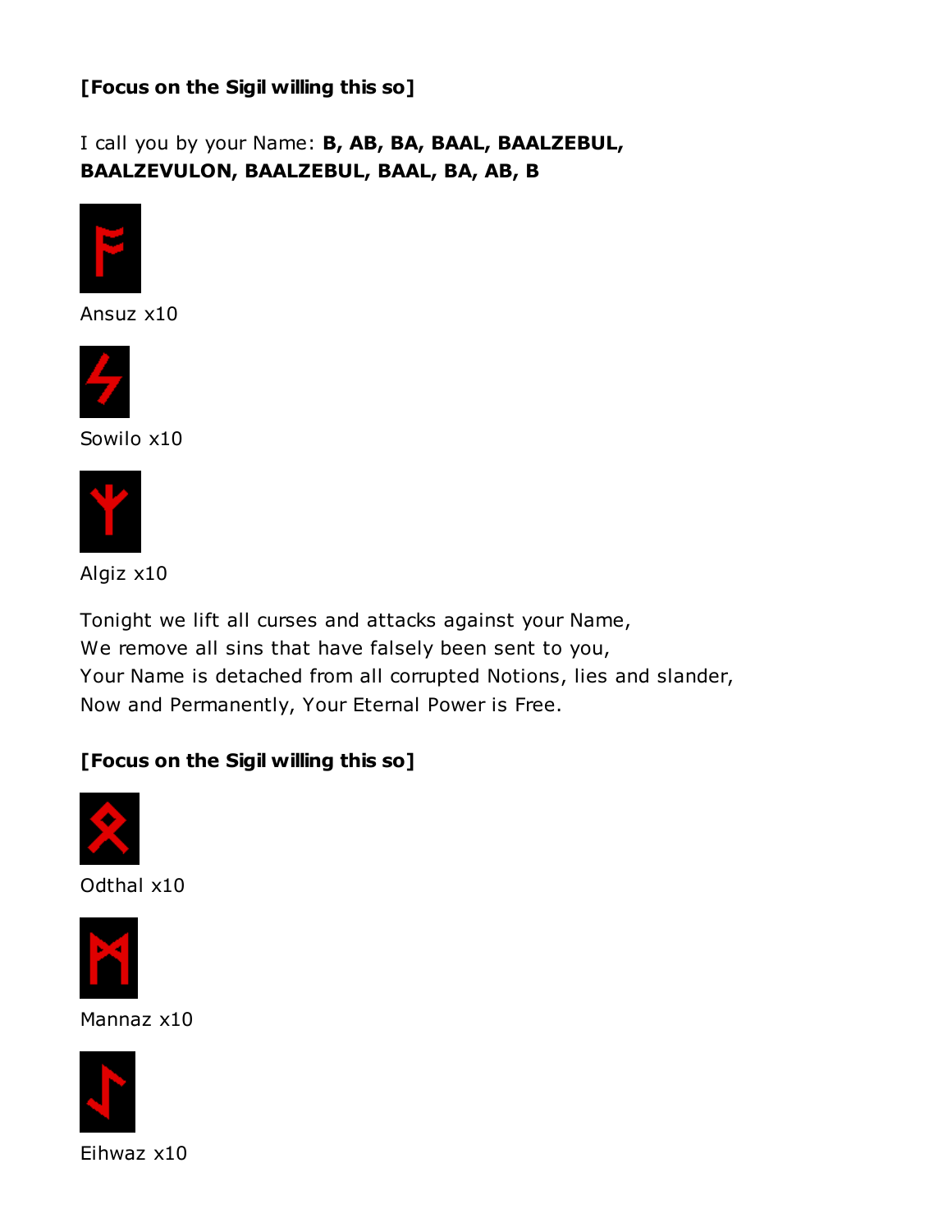**[Focus on the Sigil willing this so]**

I call you by your Name: **B, AB, BA, BAAL, BAALZEBUL, BAALZEVULON, BAALZEBUL, BAAL, BA, AB, B**

Ansuz x10

Sowilo x10

Algiz x10

Tonight we lift all curses and attacks against your Name,
We remove all sins that have falsely been sent to you,
Your Name is detached from all corrupted Notions, lies and slander,
Now and Permanently, Your Eternal Power is Free.

**[Focus on the Sigil willing this so]**

Odthal x10

Mannaz x10

Eihwaz x10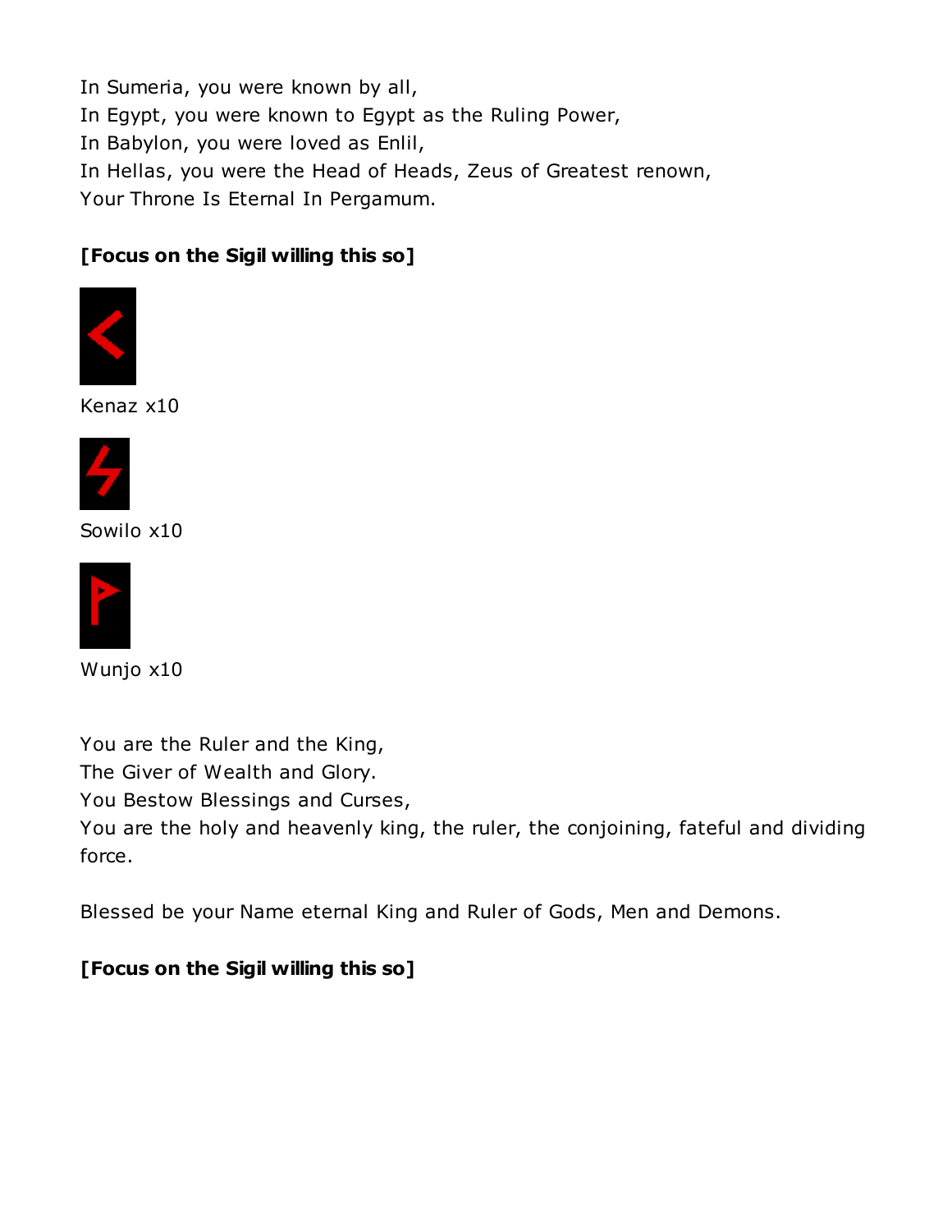In Sumeria, you were known by all,
In Egypt, you were known to Egypt as the Ruling Power,
In Babylon, you were loved as Enlil,
In Hellas, you were the Head of Heads, Zeus of Greatest renown,
Your Throne Is Eternal In Pergamum.

**[Focus on the Sigil willing this so]**

Kenaz x10

Sowilo x10

Wunjo x10

You are the Ruler and the King,
The Giver of Wealth and Glory.
You Bestow Blessings and Curses,
You are the holy and heavenly king, the ruler, the conjoining, fateful and dividing force.

Blessed be your Name eternal King and Ruler of Gods, Men and Demons.

**[Focus on the Sigil willing this so]**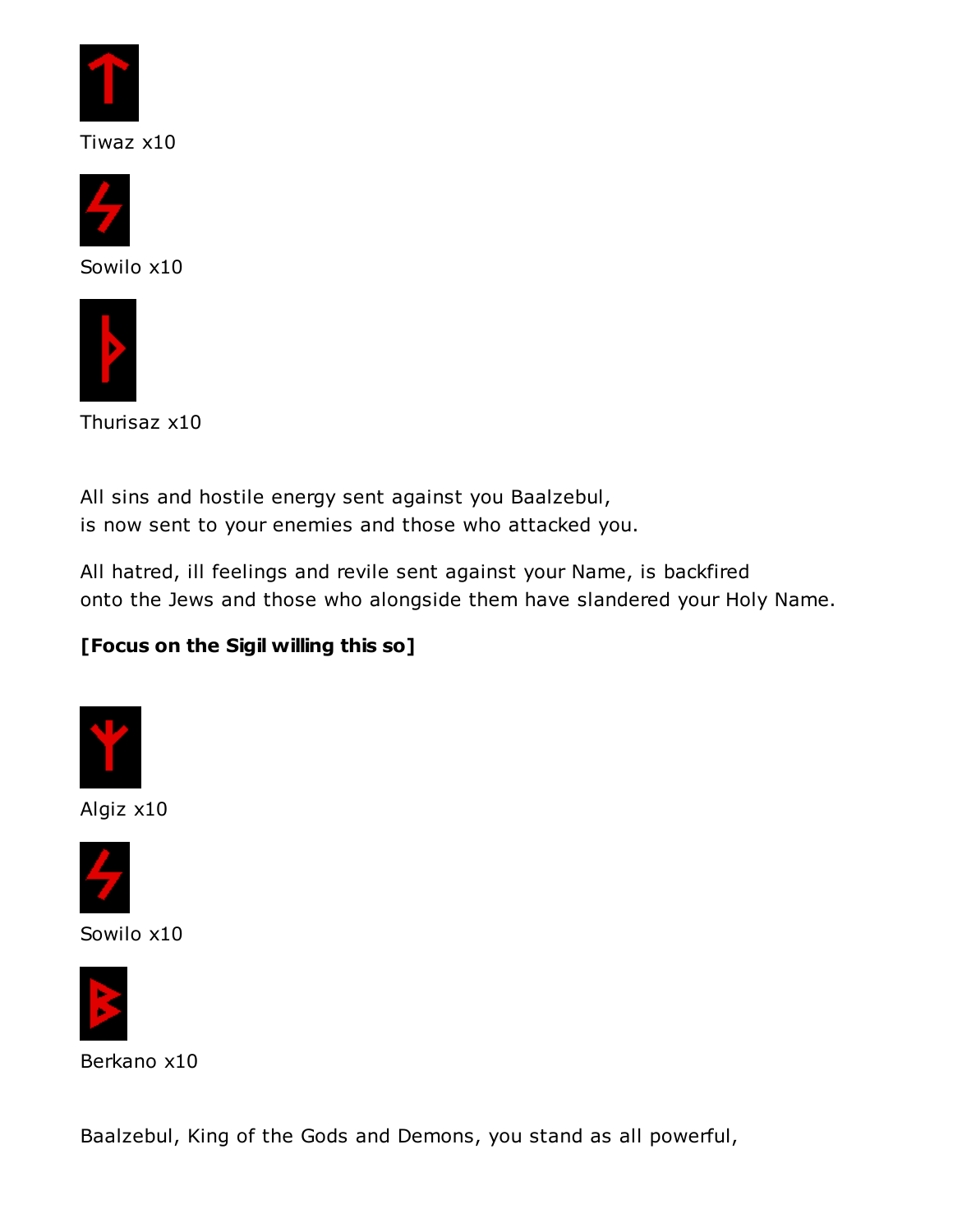Tiwaz x10

Sowilo x10

Thurisaz x10

All sins and hostile energy sent against you Baalzebul,
is now sent to your enemies and those who attacked you.

All hatred, ill feelings and revile sent against your Name, is backfired
onto the Jews and those who alongside them have slandered your Holy Name.

**[Focus on the Sigil willing this so]**

Algiz x10

Sowilo x10

Berkano x10

Baalzebul, King of the Gods and Demons, you stand as all powerful,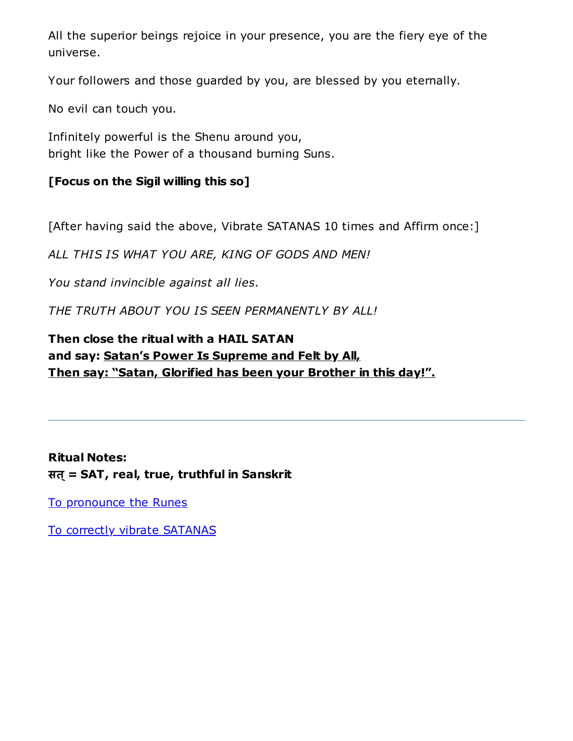All the superior beings rejoice in your presence, you are the fiery eye of the universe.

Your followers and those guarded by you, are blessed by you eternally.

No evil can touch you.

Infinitely powerful is the Shenu around you,
bright like the Power of a thousand burning Suns.

**[Focus on the Sigil willing this so]**

[After having said the above, Vibrate SATANAS 10 times and Affirm once:]

*ALL THIS IS WHAT YOU ARE, KING OF GODS AND MEN!*

*You stand invincible against all lies.*

*THE TRUTH ABOUT YOU IS SEEN PERMANENTLY BY ALL!*

**Then close the ritual with a HAIL SATAN**
**and say: <u>Satan's Power Is Supreme and Felt by All,</u>**
**<u>Then say: "Satan, Glorified has been your Brother in this day!".</u>**

---

**Ritual Notes:**
**सत् = SAT, real, true, truthful in Sanskrit**

[To pronounce the Runes]

[To correctly vibrate SATANAS]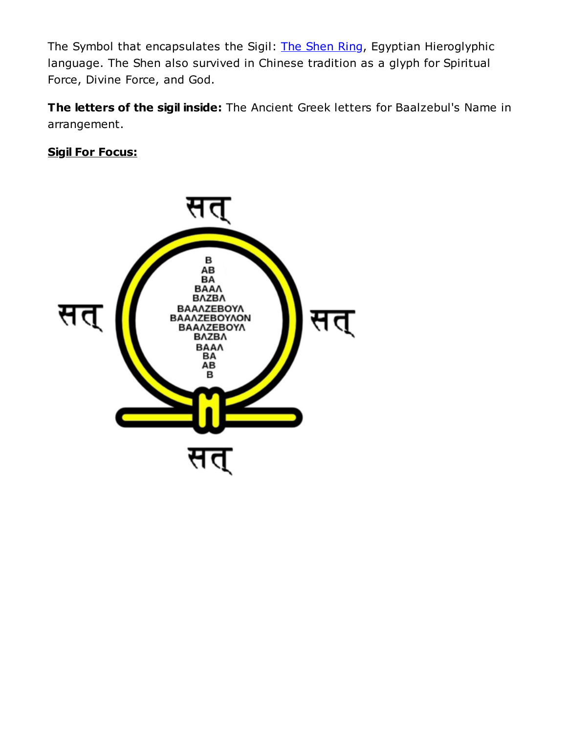The Symbol that encapsulates the Sigil: [The Shen Ring](), Egyptian Hieroglyphic language. The Shen also survived in Chinese tradition as a glyph for Spiritual Force, Divine Force, and God.

**The letters of the sigil inside:** The Ancient Greek letters for Baalzebul's Name in arrangement.

**Sigil For Focus:**

सत्

सत्

सत्

सत्

B
AB
BA
BAAΛ
BΛZBΛ
BAAΛZEBOYΛ
BAAΛZEBOYΛON
BAAΛZEBOYΛ
BΛZBΛ
BAAΛ
BA
AB
B